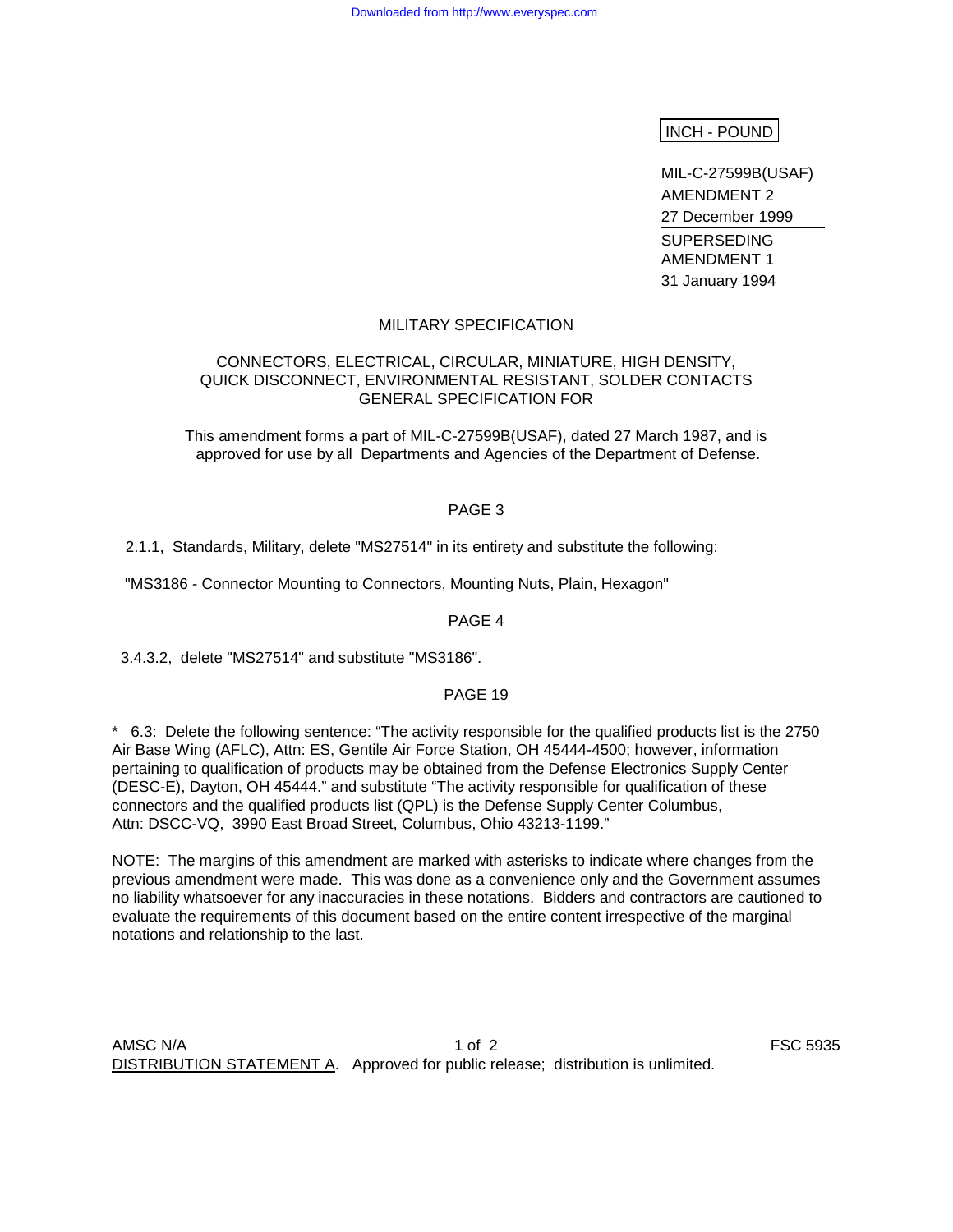INCH - POUND

MIL-C-27599B(USAF)
AMENDMENT 2
27 December 1999
SUPERSEDING
AMENDMENT 1
31 January 1994

# MILITARY SPECIFICATION

## CONNECTORS, ELECTRICAL, CIRCULAR, MINIATURE, HIGH DENSITY, QUICK DISCONNECT, ENVIRONMENTAL RESISTANT, SOLDER CONTACTS GENERAL SPECIFICATION FOR

This amendment forms a part of MIL-C-27599B(USAF), dated 27 March 1987, and is approved for use by all Departments and Agencies of the Department of Defense.

### PAGE 3

2.1.1, Standards, Military, delete "MS27514" in its entirety and substitute the following:

"MS3186 - Connector Mounting to Connectors, Mounting Nuts, Plain, Hexagon"

### PAGE 4

3.4.3.2, delete "MS27514" and substitute "MS3186".

### PAGE 19

* 6.3: Delete the following sentence: "The activity responsible for the qualified products list is the 2750 Air Base Wing (AFLC), Attn: ES, Gentile Air Force Station, OH 45444-4500; however, information pertaining to qualification of products may be obtained from the Defense Electronics Supply Center (DESC-E), Dayton, OH 45444." and substitute "The activity responsible for qualification of these connectors and the qualified products list (QPL) is the Defense Supply Center Columbus, Attn: DSCC-VQ, 3990 East Broad Street, Columbus, Ohio 43213-1199."

NOTE: The margins of this amendment are marked with asterisks to indicate where changes from the previous amendment were made. This was done as a convenience only and the Government assumes no liability whatsoever for any inaccuracies in these notations. Bidders and contractors are cautioned to evaluate the requirements of this document based on the entire content irrespective of the marginal notations and relationship to the last.

AMSC N/A FSC 5935

DISTRIBUTION STATEMENT A. Approved for public release; distribution is unlimited.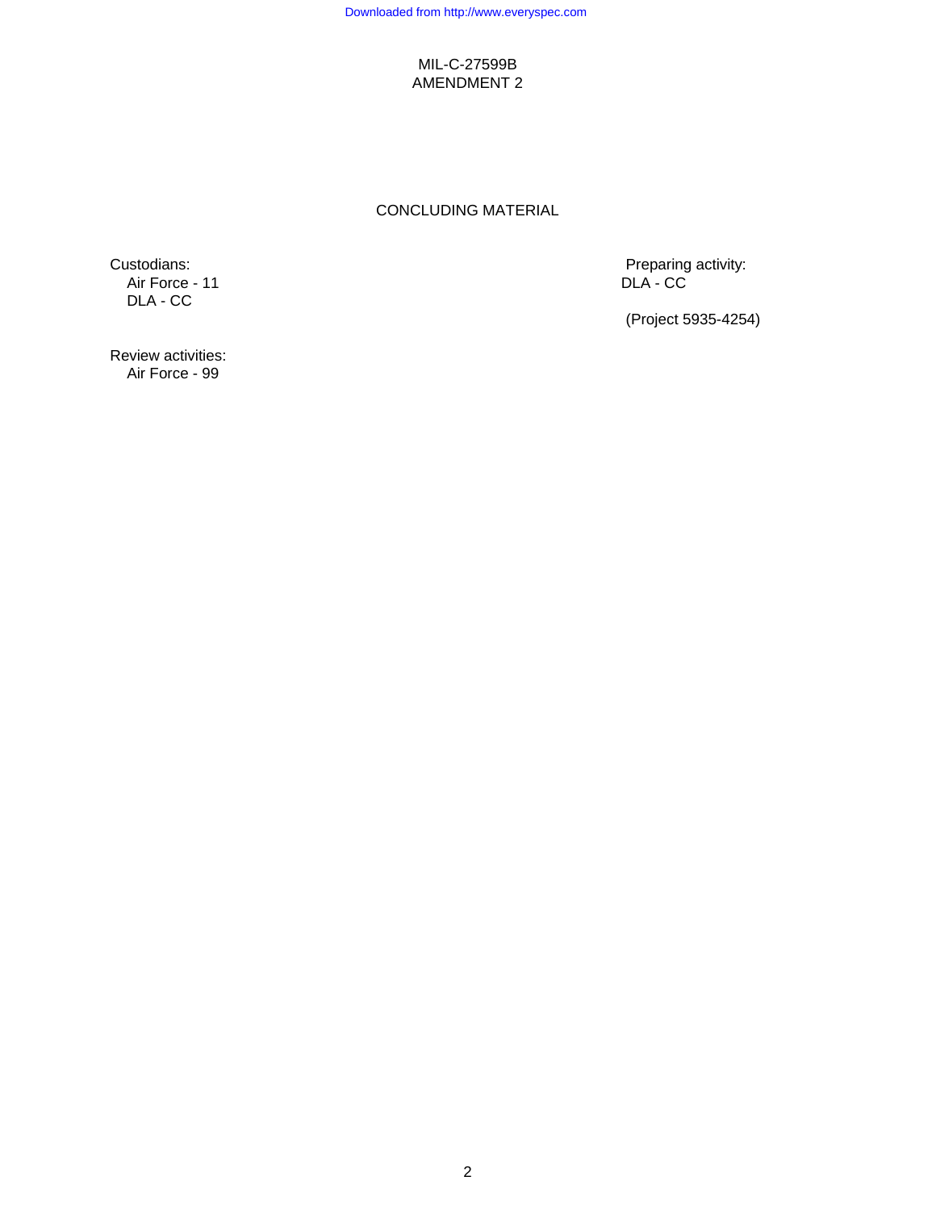## CONCLUDING MATERIAL

Custodians:
  Air Force - 11
  DLA - CC

Review activities:
  Air Force - 99

Preparing activity:
  DLA - CC

  (Project 5935-4254)